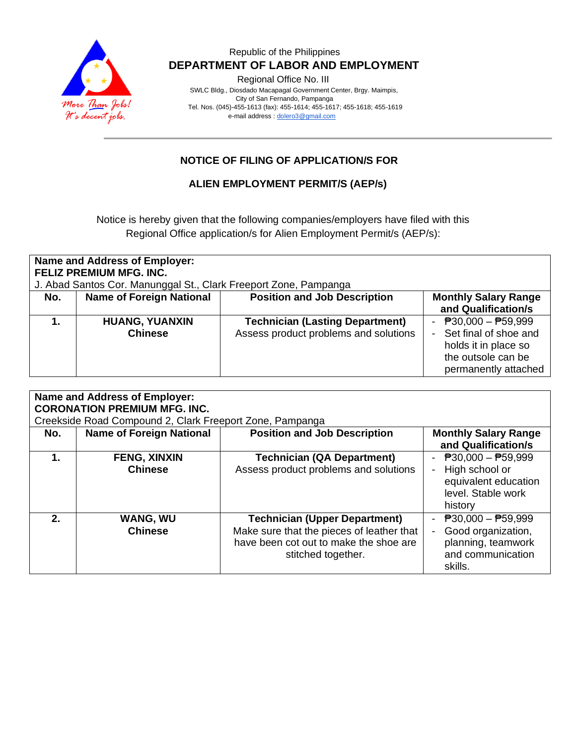Republic of the Philippines

**DEPARTMENT OF LABOR AND EMPLOYMENT**

Regional Office No. III

SWLC Bldg., Diosdado Macapagal Government Center, Brgy. Maimpis,
City of San Fernando, Pampanga
Tel. Nos. (045)-455-1613 (fax): 455-1614; 455-1617; 455-1618; 455-1619
e-mail address : dolero3@gmail.com

## NOTICE OF FILING OF APPLICATION/S FOR

## ALIEN EMPLOYMENT PERMIT/S (AEP/s)

Notice is hereby given that the following companies/employers have filed with this Regional Office application/s for Alien Employment Permit/s (AEP/s):

**Name and Address of Employer:**
**FELIZ PREMIUM MFG. INC.**
J. Abad Santos Cor. Manunggal St., Clark Freeport Zone, Pampanga

| No. | Name of Foreign National | Position and Job Description | Monthly Salary Range and Qualification/s |
|---|---|---|---|
| **1.** | **HUANG, YUANXIN**<br>**Chinese** | **Technician (Lasting Department)**<br>Assess product problems and solutions | - ₱30,000 – ₱59,999<br>- Set final of shoe and holds it in place so the outsole can be permanently attached |

**Name and Address of Employer:**
**CORONATION PREMIUM MFG. INC.**
Creekside Road Compound 2, Clark Freeport Zone, Pampanga

| No. | Name of Foreign National | Position and Job Description | Monthly Salary Range and Qualification/s |
|---|---|---|---|
| **1.** | **FENG, XINXIN**<br>**Chinese** | **Technician (QA Department)**<br>Assess product problems and solutions | - ₱30,000 – ₱59,999<br>- High school or equivalent education level. Stable work history |
| **2.** | **WANG, WU**<br>**Chinese** | **Technician (Upper Department)**<br>Make sure that the pieces of leather that have been cot out to make the shoe are stitched together. | - ₱30,000 – ₱59,999<br>- Good organization, planning, teamwork and communication skills. |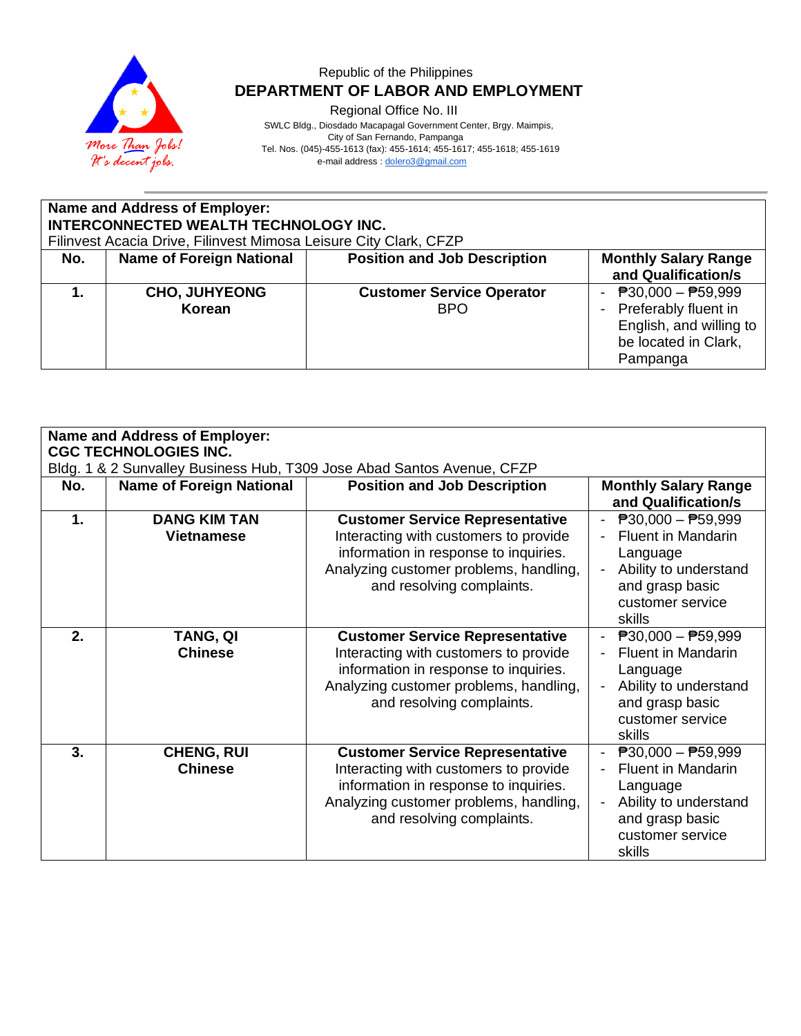Republic of the Philippines

**DEPARTMENT OF LABOR AND EMPLOYMENT**

Regional Office No. III

SWLC Bldg., Diosdado Macapagal Government Center, Brgy. Maimpis, City of San Fernando, Pampanga

Tel. Nos. (045)-455-1613 (fax): 455-1614; 455-1617; 455-1618; 455-1619

e-mail address : dolero3@gmail.com

**Name and Address of Employer:**
**INTERCONNECTED WEALTH TECHNOLOGY INC.**
Filinvest Acacia Drive, Filinvest Mimosa Leisure City Clark, CFZP

| No. | Name of Foreign National | Position and Job Description | Monthly Salary Range and Qualification/s |
|---|---|---|---|
| **1.** | **CHO, JUHYEONG**<br>**Korean** | **Customer Service Operator**<br>BPO | - ₱30,000 – ₱59,999<br>- Preferably fluent in English, and willing to be located in Clark, Pampanga |

**Name and Address of Employer:**
**CGC TECHNOLOGIES INC.**
Bldg. 1 & 2 Sunvalley Business Hub, T309 Jose Abad Santos Avenue, CFZP

| No. | Name of Foreign National | Position and Job Description | Monthly Salary Range and Qualification/s |
|---|---|---|---|
| **1.** | **DANG KIM TAN**<br>**Vietnamese** | **Customer Service Representative**<br>Interacting with customers to provide information in response to inquiries. Analyzing customer problems, handling, and resolving complaints. | - ₱30,000 – ₱59,999<br>- Fluent in Mandarin Language<br>- Ability to understand and grasp basic customer service skills |
| **2.** | **TANG, QI**<br>**Chinese** | **Customer Service Representative**<br>Interacting with customers to provide information in response to inquiries. Analyzing customer problems, handling, and resolving complaints. | - ₱30,000 – ₱59,999<br>- Fluent in Mandarin Language<br>- Ability to understand and grasp basic customer service skills |
| **3.** | **CHENG, RUI**<br>**Chinese** | **Customer Service Representative**<br>Interacting with customers to provide information in response to inquiries. Analyzing customer problems, handling, and resolving complaints. | - ₱30,000 – ₱59,999<br>- Fluent in Mandarin Language<br>- Ability to understand and grasp basic customer service skills |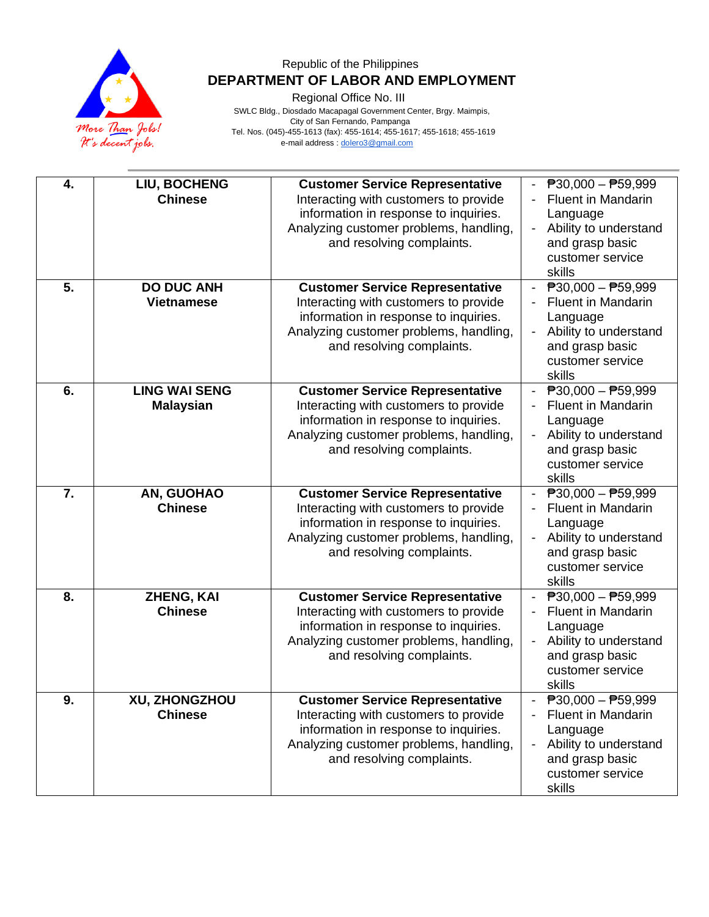Republic of the Philippines

**DEPARTMENT OF LABOR AND EMPLOYMENT**

Regional Office No. III

SWLC Bldg., Diosdado Macapagal Government Center, Brgy. Maimpis, City of San Fernando, Pampanga

Tel. Nos. (045)-455-1613 (fax): 455-1614; 455-1617; 455-1618; 455-1619

e-mail address : dolero3@gmail.com

| | | | |
|---|---|---|---|
| **4.** | **LIU, BOCHENG**<br>**Chinese** | **Customer Service Representative**<br>Interacting with customers to provide information in response to inquiries. Analyzing customer problems, handling, and resolving complaints. | - ₱30,000 – ₱59,999<br>- Fluent in Mandarin Language<br>- Ability to understand and grasp basic customer service skills |
| **5.** | **DO DUC ANH**<br>**Vietnamese** | **Customer Service Representative**<br>Interacting with customers to provide information in response to inquiries. Analyzing customer problems, handling, and resolving complaints. | - ₱30,000 – ₱59,999<br>- Fluent in Mandarin Language<br>- Ability to understand and grasp basic customer service skills |
| **6.** | **LING WAI SENG**<br>**Malaysian** | **Customer Service Representative**<br>Interacting with customers to provide information in response to inquiries. Analyzing customer problems, handling, and resolving complaints. | - ₱30,000 – ₱59,999<br>- Fluent in Mandarin Language<br>- Ability to understand and grasp basic customer service skills |
| **7.** | **AN, GUOHAO**<br>**Chinese** | **Customer Service Representative**<br>Interacting with customers to provide information in response to inquiries. Analyzing customer problems, handling, and resolving complaints. | - ₱30,000 – ₱59,999<br>- Fluent in Mandarin Language<br>- Ability to understand and grasp basic customer service skills |
| **8.** | **ZHENG, KAI**<br>**Chinese** | **Customer Service Representative**<br>Interacting with customers to provide information in response to inquiries. Analyzing customer problems, handling, and resolving complaints. | - ₱30,000 – ₱59,999<br>- Fluent in Mandarin Language<br>- Ability to understand and grasp basic customer service skills |
| **9.** | **XU, ZHONGZHOU**<br>**Chinese** | **Customer Service Representative**<br>Interacting with customers to provide information in response to inquiries. Analyzing customer problems, handling, and resolving complaints. | - ₱30,000 – ₱59,999<br>- Fluent in Mandarin Language<br>- Ability to understand and grasp basic customer service skills |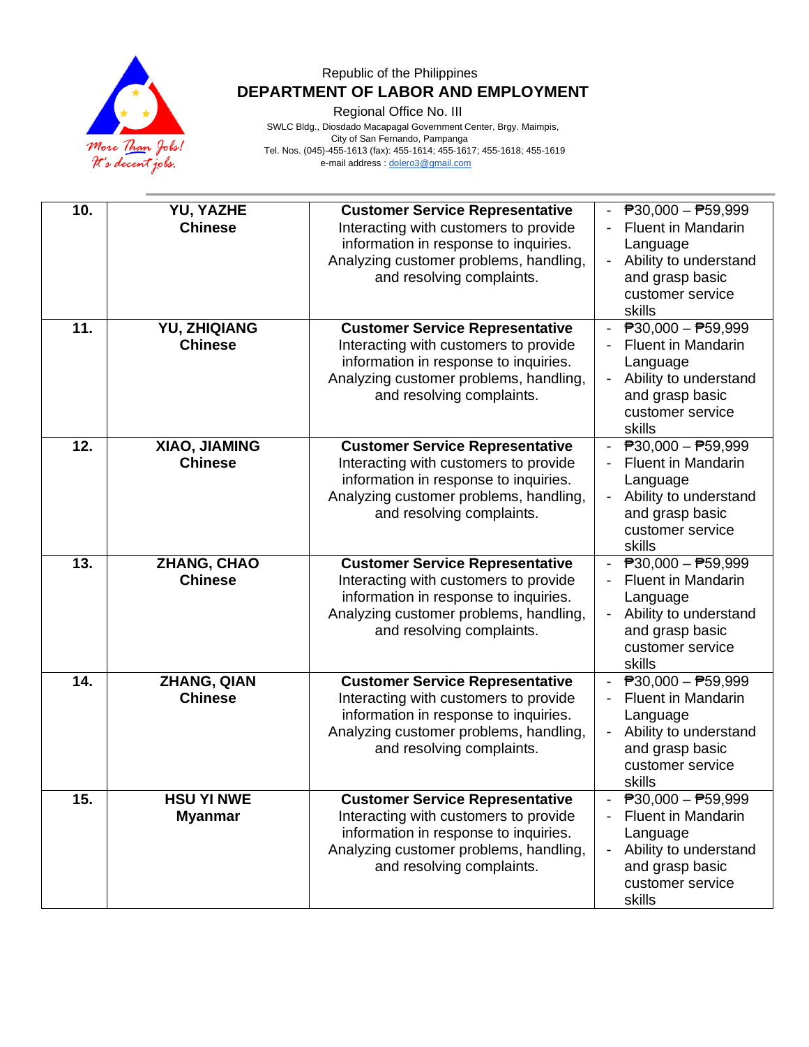Republic of the Philippines

**DEPARTMENT OF LABOR AND EMPLOYMENT**

Regional Office No. III

SWLC Bldg., Diosdado Macapagal Government Center, Brgy. Maimpis,
City of San Fernando, Pampanga
Tel. Nos. (045)-455-1613 (fax): 455-1614; 455-1617; 455-1618; 455-1619
e-mail address : dolero3@gmail.com

| | | | |
|---|---|---|---|
| **10.** | **YU, YAZHE**<br>**Chinese** | **Customer Service Representative**<br>Interacting with customers to provide information in response to inquiries. Analyzing customer problems, handling, and resolving complaints. | - ₱30,000 – ₱59,999<br>- Fluent in Mandarin Language<br>- Ability to understand and grasp basic customer service skills |
| **11.** | **YU, ZHIQIANG**<br>**Chinese** | **Customer Service Representative**<br>Interacting with customers to provide information in response to inquiries. Analyzing customer problems, handling, and resolving complaints. | - ₱30,000 – ₱59,999<br>- Fluent in Mandarin Language<br>- Ability to understand and grasp basic customer service skills |
| **12.** | **XIAO, JIAMING**<br>**Chinese** | **Customer Service Representative**<br>Interacting with customers to provide information in response to inquiries. Analyzing customer problems, handling, and resolving complaints. | - ₱30,000 – ₱59,999<br>- Fluent in Mandarin Language<br>- Ability to understand and grasp basic customer service skills |
| **13.** | **ZHANG, CHAO**<br>**Chinese** | **Customer Service Representative**<br>Interacting with customers to provide information in response to inquiries. Analyzing customer problems, handling, and resolving complaints. | - ₱30,000 – ₱59,999<br>- Fluent in Mandarin Language<br>- Ability to understand and grasp basic customer service skills |
| **14.** | **ZHANG, QIAN**<br>**Chinese** | **Customer Service Representative**<br>Interacting with customers to provide information in response to inquiries. Analyzing customer problems, handling, and resolving complaints. | - ₱30,000 – ₱59,999<br>- Fluent in Mandarin Language<br>- Ability to understand and grasp basic customer service skills |
| **15.** | **HSU YI NWE**<br>**Myanmar** | **Customer Service Representative**<br>Interacting with customers to provide information in response to inquiries. Analyzing customer problems, handling, and resolving complaints. | - ₱30,000 – ₱59,999<br>- Fluent in Mandarin Language<br>- Ability to understand and grasp basic customer service skills |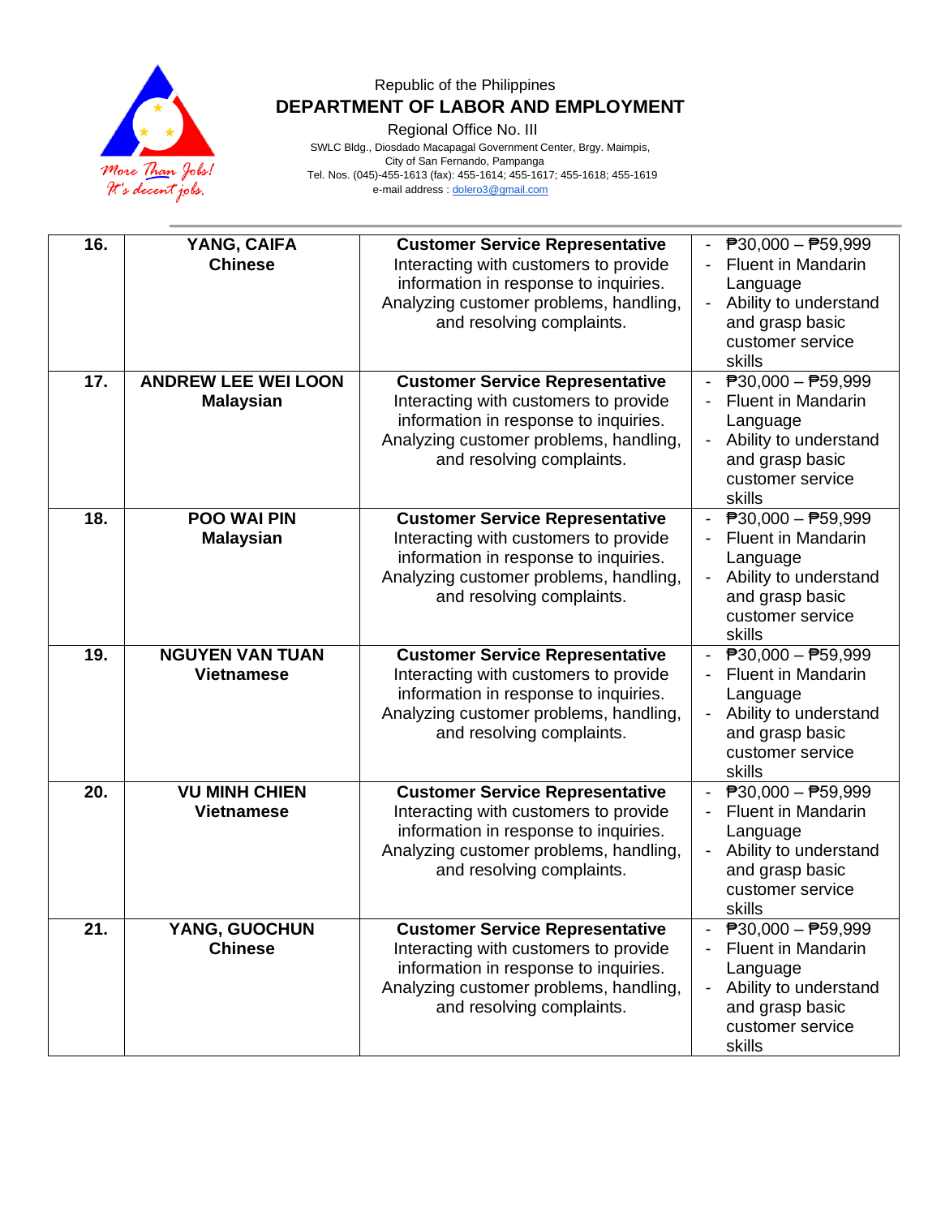Republic of the Philippines

**DEPARTMENT OF LABOR AND EMPLOYMENT**

Regional Office No. III

SWLC Bldg., Diosdado Macapagal Government Center, Brgy. Maimpis,
City of San Fernando, Pampanga
Tel. Nos. (045)-455-1613 (fax): 455-1614; 455-1617; 455-1618; 455-1619
e-mail address : dolero3@gmail.com

| | | | |
|---|---|---|---|
| **16.** | **YANG, CAIFA**<br>**Chinese** | **Customer Service Representative**<br>Interacting with customers to provide information in response to inquiries. Analyzing customer problems, handling, and resolving complaints. | - ₱30,000 – ₱59,999<br>- Fluent in Mandarin Language<br>- Ability to understand and grasp basic customer service skills |
| **17.** | **ANDREW LEE WEI LOON**<br>**Malaysian** | **Customer Service Representative**<br>Interacting with customers to provide information in response to inquiries. Analyzing customer problems, handling, and resolving complaints. | - ₱30,000 – ₱59,999<br>- Fluent in Mandarin Language<br>- Ability to understand and grasp basic customer service skills |
| **18.** | **POO WAI PIN**<br>**Malaysian** | **Customer Service Representative**<br>Interacting with customers to provide information in response to inquiries. Analyzing customer problems, handling, and resolving complaints. | - ₱30,000 – ₱59,999<br>- Fluent in Mandarin Language<br>- Ability to understand and grasp basic customer service skills |
| **19.** | **NGUYEN VAN TUAN**<br>**Vietnamese** | **Customer Service Representative**<br>Interacting with customers to provide information in response to inquiries. Analyzing customer problems, handling, and resolving complaints. | - ₱30,000 – ₱59,999<br>- Fluent in Mandarin Language<br>- Ability to understand and grasp basic customer service skills |
| **20.** | **VU MINH CHIEN**<br>**Vietnamese** | **Customer Service Representative**<br>Interacting with customers to provide information in response to inquiries. Analyzing customer problems, handling, and resolving complaints. | - ₱30,000 – ₱59,999<br>- Fluent in Mandarin Language<br>- Ability to understand and grasp basic customer service skills |
| **21.** | **YANG, GUOCHUN**<br>**Chinese** | **Customer Service Representative**<br>Interacting with customers to provide information in response to inquiries. Analyzing customer problems, handling, and resolving complaints. | - ₱30,000 – ₱59,999<br>- Fluent in Mandarin Language<br>- Ability to understand and grasp basic customer service skills |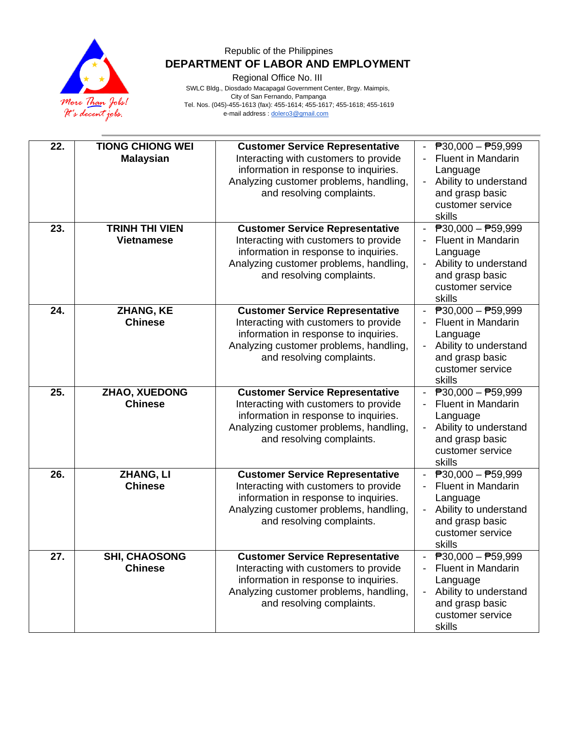Republic of the Philippines
**DEPARTMENT OF LABOR AND EMPLOYMENT**
Regional Office No. III
SWLC Bldg., Diosdado Macapagal Government Center, Brgy. Maimpis,
City of San Fernando, Pampanga
Tel. Nos. (045)-455-1613 (fax): 455-1614; 455-1617; 455-1618; 455-1619
e-mail address : dolero3@gmail.com

| | | | |
|---|---|---|---|
| **22.** | **TIONG CHIONG WEI**<br>**Malaysian** | **Customer Service Representative**<br>Interacting with customers to provide information in response to inquiries. Analyzing customer problems, handling, and resolving complaints. | - ₱30,000 – ₱59,999<br>- Fluent in Mandarin Language<br>- Ability to understand and grasp basic customer service skills |
| **23.** | **TRINH THI VIEN**<br>**Vietnamese** | **Customer Service Representative**<br>Interacting with customers to provide information in response to inquiries. Analyzing customer problems, handling, and resolving complaints. | - ₱30,000 – ₱59,999<br>- Fluent in Mandarin Language<br>- Ability to understand and grasp basic customer service skills |
| **24.** | **ZHANG, KE**<br>**Chinese** | **Customer Service Representative**<br>Interacting with customers to provide information in response to inquiries. Analyzing customer problems, handling, and resolving complaints. | - ₱30,000 – ₱59,999<br>- Fluent in Mandarin Language<br>- Ability to understand and grasp basic customer service skills |
| **25.** | **ZHAO, XUEDONG**<br>**Chinese** | **Customer Service Representative**<br>Interacting with customers to provide information in response to inquiries. Analyzing customer problems, handling, and resolving complaints. | - ₱30,000 – ₱59,999<br>- Fluent in Mandarin Language<br>- Ability to understand and grasp basic customer service skills |
| **26.** | **ZHANG, LI**<br>**Chinese** | **Customer Service Representative**<br>Interacting with customers to provide information in response to inquiries. Analyzing customer problems, handling, and resolving complaints. | - ₱30,000 – ₱59,999<br>- Fluent in Mandarin Language<br>- Ability to understand and grasp basic customer service skills |
| **27.** | **SHI, CHAOSONG**<br>**Chinese** | **Customer Service Representative**<br>Interacting with customers to provide information in response to inquiries. Analyzing customer problems, handling, and resolving complaints. | - ₱30,000 – ₱59,999<br>- Fluent in Mandarin Language<br>- Ability to understand and grasp basic customer service skills |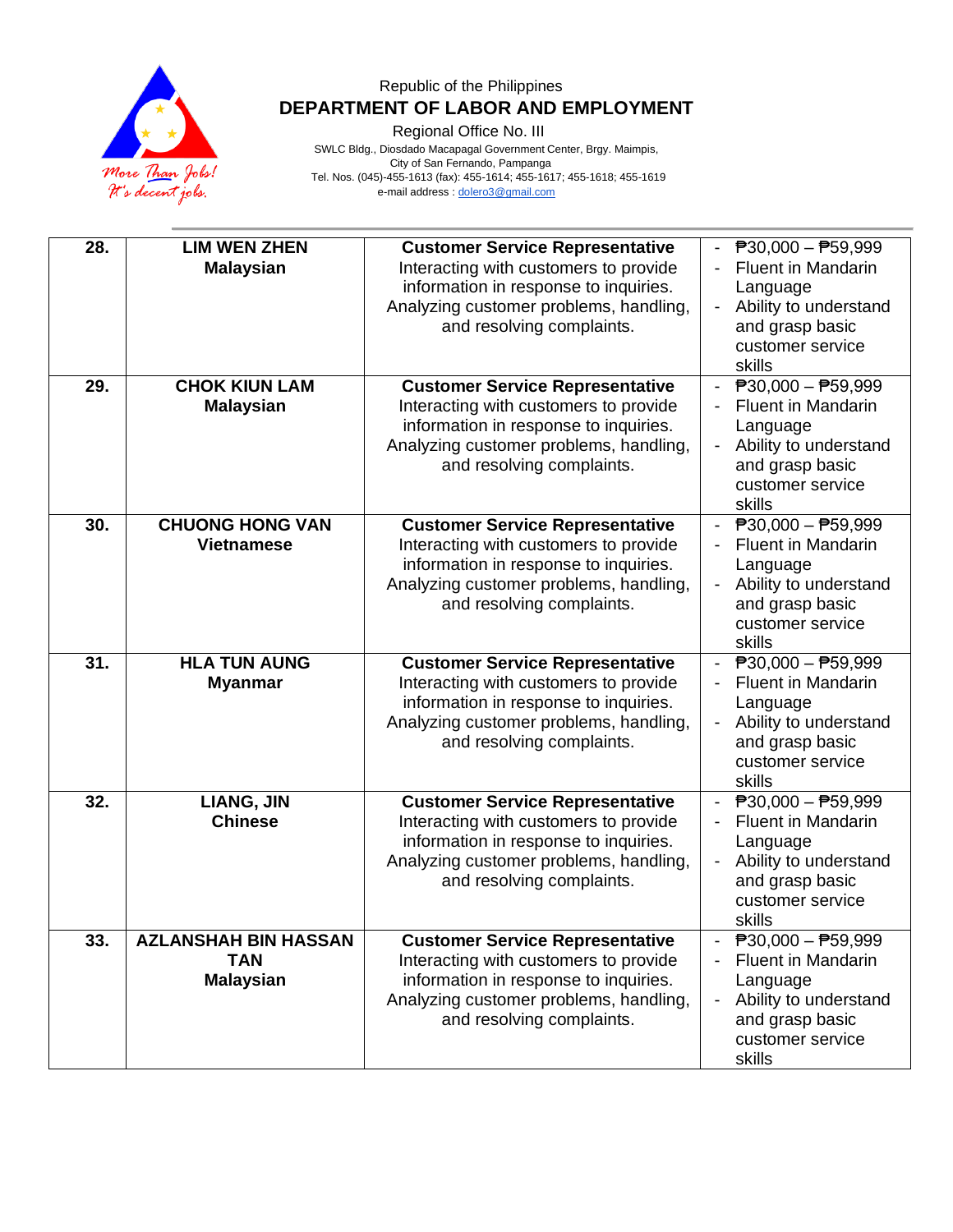Republic of the Philippines

**DEPARTMENT OF LABOR AND EMPLOYMENT**

Regional Office No. III

SWLC Bldg., Diosdado Macapagal Government Center, Brgy. Maimpis,
City of San Fernando, Pampanga
Tel. Nos. (045)-455-1613 (fax): 455-1614; 455-1617; 455-1618; 455-1619
e-mail address : dolero3@gmail.com

| | | | |
|---|---|---|---|
| **28.** | **LIM WEN ZHEN**<br>**Malaysian** | **Customer Service Representative**<br>Interacting with customers to provide information in response to inquiries. Analyzing customer problems, handling, and resolving complaints. | - ₱30,000 – ₱59,999<br>- Fluent in Mandarin Language<br>- Ability to understand and grasp basic customer service skills |
| **29.** | **CHOK KIUN LAM**<br>**Malaysian** | **Customer Service Representative**<br>Interacting with customers to provide information in response to inquiries. Analyzing customer problems, handling, and resolving complaints. | - ₱30,000 – ₱59,999<br>- Fluent in Mandarin Language<br>- Ability to understand and grasp basic customer service skills |
| **30.** | **CHUONG HONG VAN**<br>**Vietnamese** | **Customer Service Representative**<br>Interacting with customers to provide information in response to inquiries. Analyzing customer problems, handling, and resolving complaints. | - ₱30,000 – ₱59,999<br>- Fluent in Mandarin Language<br>- Ability to understand and grasp basic customer service skills |
| **31.** | **HLA TUN AUNG**<br>**Myanmar** | **Customer Service Representative**<br>Interacting with customers to provide information in response to inquiries. Analyzing customer problems, handling, and resolving complaints. | - ₱30,000 – ₱59,999<br>- Fluent in Mandarin Language<br>- Ability to understand and grasp basic customer service skills |
| **32.** | **LIANG, JIN**<br>**Chinese** | **Customer Service Representative**<br>Interacting with customers to provide information in response to inquiries. Analyzing customer problems, handling, and resolving complaints. | - ₱30,000 – ₱59,999<br>- Fluent in Mandarin Language<br>- Ability to understand and grasp basic customer service skills |
| **33.** | **AZLANSHAH BIN HASSAN TAN**<br>**Malaysian** | **Customer Service Representative**<br>Interacting with customers to provide information in response to inquiries. Analyzing customer problems, handling, and resolving complaints. | - ₱30,000 – ₱59,999<br>- Fluent in Mandarin Language<br>- Ability to understand and grasp basic customer service skills |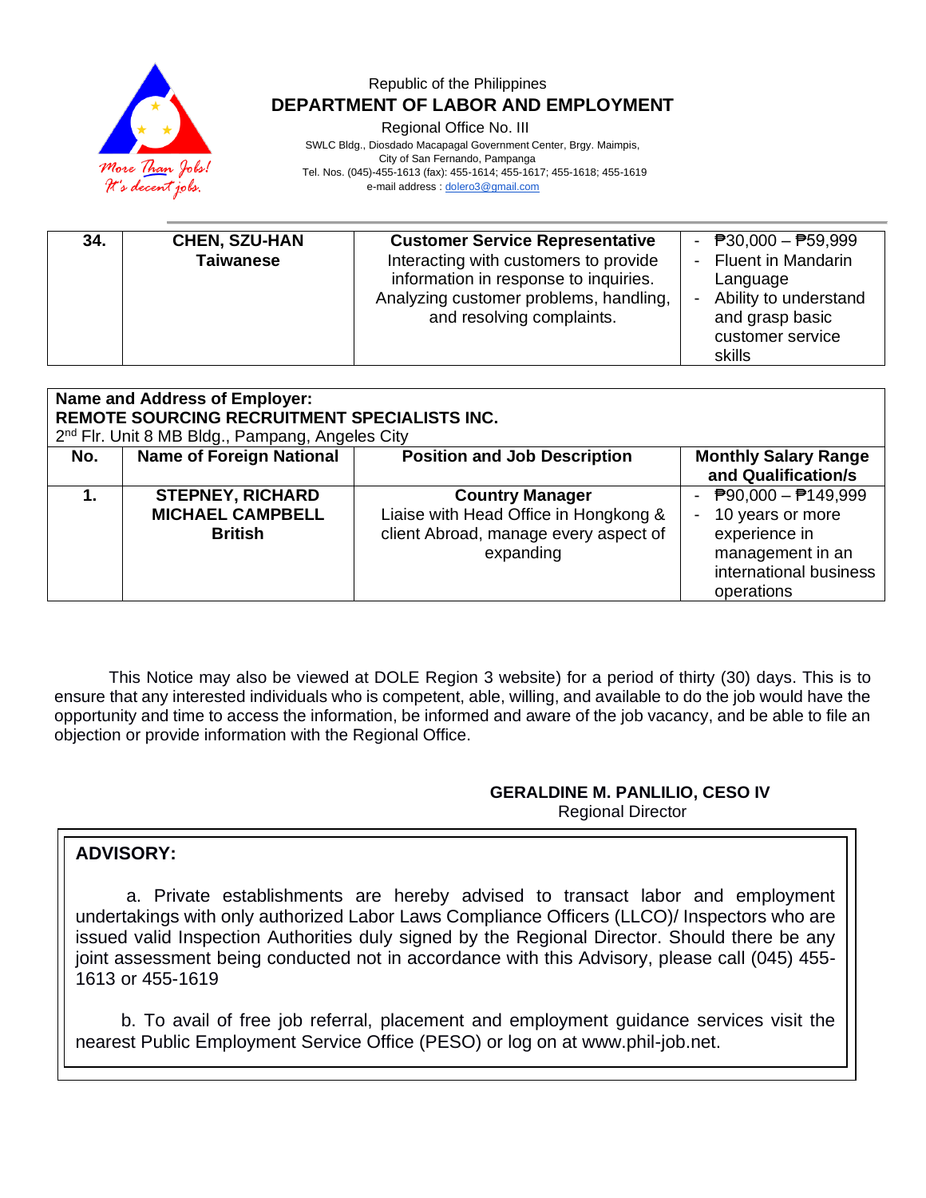Republic of the Philippines
**DEPARTMENT OF LABOR AND EMPLOYMENT**
Regional Office No. III
SWLC Bldg., Diosdado Macapagal Government Center, Brgy. Maimpis,
City of San Fernando, Pampanga
Tel. Nos. (045)-455-1613 (fax): 455-1614; 455-1617; 455-1618; 455-1619
e-mail address : dolero3@gmail.com

| | | | |
|---|---|---|---|
| **34.** | **CHEN, SZU-HAN**<br>**Taiwanese** | **Customer Service Representative**<br>Interacting with customers to provide information in response to inquiries. Analyzing customer problems, handling, and resolving complaints. | - ₱30,000 – ₱59,999<br>- Fluent in Mandarin Language<br>- Ability to understand and grasp basic customer service skills |

**Name and Address of Employer:**
**REMOTE SOURCING RECRUITMENT SPECIALISTS INC.**
2nd Flr. Unit 8 MB Bldg., Pampang, Angeles City

| No. | Name of Foreign National | Position and Job Description | Monthly Salary Range and Qualification/s |
|---|---|---|---|
| **1.** | **STEPNEY, RICHARD MICHAEL CAMPBELL**<br>**British** | **Country Manager**<br>Liaise with Head Office in Hongkong & client Abroad, manage every aspect of expanding | - ₱90,000 – ₱149,999<br>- 10 years or more experience in management in an international business operations |

This Notice may also be viewed at DOLE Region 3 website) for a period of thirty (30) days. This is to ensure that any interested individuals who is competent, able, willing, and available to do the job would have the opportunity and time to access the information, be informed and aware of the job vacancy, and be able to file an objection or provide information with the Regional Office.

**GERALDINE M. PANLILIO, CESO IV**
Regional Director

**ADVISORY:**

a. Private establishments are hereby advised to transact labor and employment undertakings with only authorized Labor Laws Compliance Officers (LLCO)/ Inspectors who are issued valid Inspection Authorities duly signed by the Regional Director. Should there be any joint assessment being conducted not in accordance with this Advisory, please call (045) 455-1613 or 455-1619

b. To avail of free job referral, placement and employment guidance services visit the nearest Public Employment Service Office (PESO) or log on at www.phil-job.net.